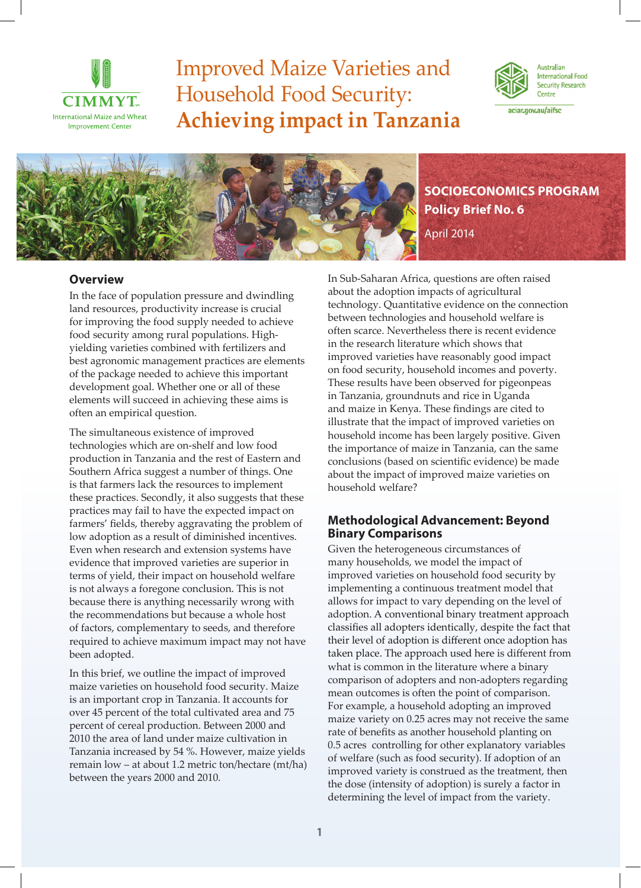CIMMYT
International Maize and Wheat Improvement Center

# Improved Maize Varieties and Household Food Security: **Achieving impact in Tanzania**

Australian International Food Security Research Centre
aciar.gov.au/aifsc

**SOCIOECONOMICS PROGRAM**
**Policy Brief No. 6**
April 2014

## Overview

In the face of population pressure and dwindling land resources, productivity increase is crucial for improving the food supply needed to achieve food security among rural populations. High-yielding varieties combined with fertilizers and best agronomic management practices are elements of the package needed to achieve this important development goal. Whether one or all of these elements will succeed in achieving these aims is often an empirical question.

The simultaneous existence of improved technologies which are on-shelf and low food production in Tanzania and the rest of Eastern and Southern Africa suggest a number of things. One is that farmers lack the resources to implement these practices. Secondly, it also suggests that these practices may fail to have the expected impact on farmers' fields, thereby aggravating the problem of low adoption as a result of diminished incentives. Even when research and extension systems have evidence that improved varieties are superior in terms of yield, their impact on household welfare is not always a foregone conclusion. This is not because there is anything necessarily wrong with the recommendations but because a whole host of factors, complementary to seeds, and therefore required to achieve maximum impact may not have been adopted.

In this brief, we outline the impact of improved maize varieties on household food security. Maize is an important crop in Tanzania. It accounts for over 45 percent of the total cultivated area and 75 percent of cereal production. Between 2000 and 2010 the area of land under maize cultivation in Tanzania increased by 54 %. However, maize yields remain low – at about 1.2 metric ton/hectare (mt/ha) between the years 2000 and 2010.

In Sub-Saharan Africa, questions are often raised about the adoption impacts of agricultural technology. Quantitative evidence on the connection between technologies and household welfare is often scarce. Nevertheless there is recent evidence in the research literature which shows that improved varieties have reasonably good impact on food security, household incomes and poverty. These results have been observed for pigeonpeas in Tanzania, groundnuts and rice in Uganda and maize in Kenya. These findings are cited to illustrate that the impact of improved varieties on household income has been largely positive. Given the importance of maize in Tanzania, can the same conclusions (based on scientific evidence) be made about the impact of improved maize varieties on household welfare?

## Methodological Advancement: Beyond Binary Comparisons

Given the heterogeneous circumstances of many households, we model the impact of improved varieties on household food security by implementing a continuous treatment model that allows for impact to vary depending on the level of adoption. A conventional binary treatment approach classifies all adopters identically, despite the fact that their level of adoption is different once adoption has taken place. The approach used here is different from what is common in the literature where a binary comparison of adopters and non-adopters regarding mean outcomes is often the point of comparison. For example, a household adopting an improved maize variety on 0.25 acres may not receive the same rate of benefits as another household planting on 0.5 acres controlling for other explanatory variables of welfare (such as food security). If adoption of an improved variety is construed as the treatment, then the dose (intensity of adoption) is surely a factor in determining the level of impact from the variety.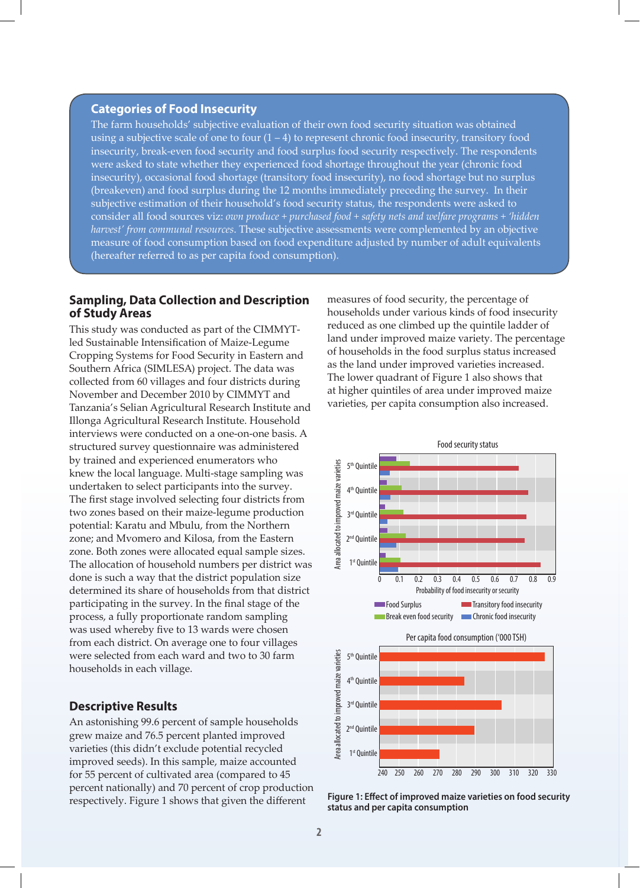## Categories of Food Insecurity

The farm households' subjective evaluation of their own food security situation was obtained using a subjective scale of one to four (1 – 4) to represent chronic food insecurity, transitory food insecurity, break-even food security and food surplus food security respectively. The respondents were asked to state whether they experienced food shortage throughout the year (chronic food insecurity), occasional food shortage (transitory food insecurity), no food shortage but no surplus (breakeven) and food surplus during the 12 months immediately preceding the survey. In their subjective estimation of their household's food security status, the respondents were asked to consider all food sources viz: *own produce + purchased food + safety nets and welfare programs + 'hidden harvest' from communal resources*. These subjective assessments were complemented by an objective measure of food consumption based on food expenditure adjusted by number of adult equivalents (hereafter referred to as per capita food consumption).

## Sampling, Data Collection and Description of Study Areas

This study was conducted as part of the CIMMYT-led Sustainable Intensification of Maize-Legume Cropping Systems for Food Security in Eastern and Southern Africa (SIMLESA) project. The data was collected from 60 villages and four districts during November and December 2010 by CIMMYT and Tanzania's Selian Agricultural Research Institute and Illonga Agricultural Research Institute. Household interviews were conducted on a one-on-one basis. A structured survey questionnaire was administered by trained and experienced enumerators who knew the local language. Multi-stage sampling was undertaken to select participants into the survey. The first stage involved selecting four districts from two zones based on their maize-legume production potential: Karatu and Mbulu, from the Northern zone; and Mvomero and Kilosa, from the Eastern zone. Both zones were allocated equal sample sizes. The allocation of household numbers per district was done is such a way that the district population size determined its share of households from that district participating in the survey. In the final stage of the process, a fully proportionate random sampling was used whereby five to 13 wards were chosen from each district. On average one to four villages were selected from each ward and two to 30 farm households in each village.

## Descriptive Results

An astonishing 99.6 percent of sample households grew maize and 76.5 percent planted improved varieties (this didn't exclude potential recycled improved seeds). In this sample, maize accounted for 55 percent of cultivated area (compared to 45 percent nationally) and 70 percent of crop production respectively. Figure 1 shows that given the different measures of food security, the percentage of households under various kinds of food insecurity reduced as one climbed up the quintile ladder of land under improved maize variety. The percentage of households in the food surplus status increased as the land under improved varieties increased. The lower quadrant of Figure 1 also shows that at higher quintiles of area under improved maize varieties, per capita consumption also increased.

**Figure 1: Effect of improved maize varieties on food security status and per capita consumption**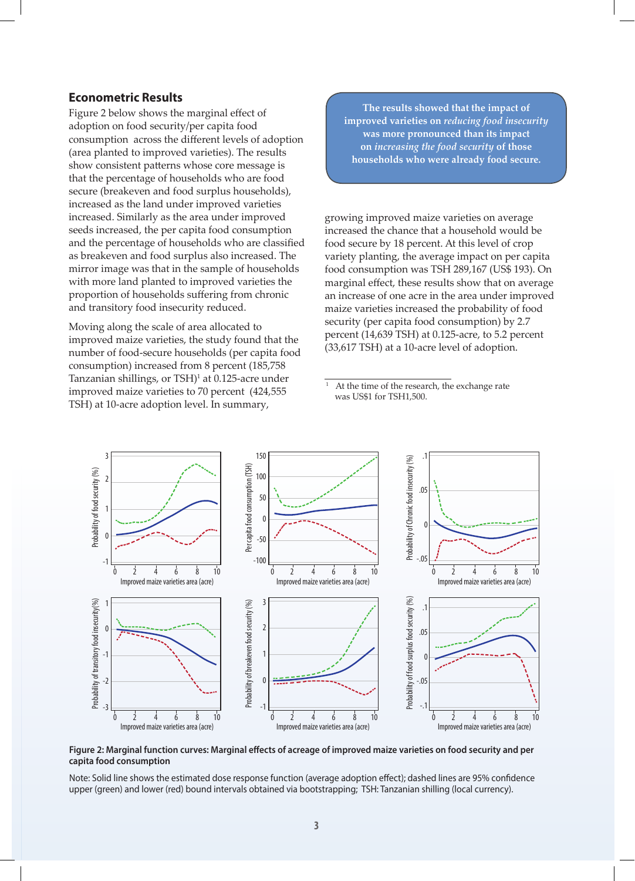## Econometric Results

Figure 2 below shows the marginal effect of adoption on food security/per capita food consumption across the different levels of adoption (area planted to improved varieties). The results show consistent patterns whose core message is that the percentage of households who are food secure (breakeven and food surplus households), increased as the land under improved varieties increased. Similarly as the area under improved seeds increased, the per capita food consumption and the percentage of households who are classified as breakeven and food surplus also increased. The mirror image was that in the sample of households with more land planted to improved varieties the proportion of households suffering from chronic and transitory food insecurity reduced.

Moving along the scale of area allocated to improved maize varieties, the study found that the number of food-secure households (per capita food consumption) increased from 8 percent (185,758 Tanzanian shillings, or TSH)[1] at 0.125-acre under improved maize varieties to 70 percent (424,555 TSH) at 10-acre adoption level. In summary, growing improved maize varieties on average increased the chance that a household would be food secure by 18 percent. At this level of crop variety planting, the average impact on per capita food consumption was TSH 289,167 (US$ 193). On marginal effect, these results show that on average an increase of one acre in the area under improved maize varieties increased the probability of food security (per capita food consumption) by 2.7 percent (14,639 TSH) at 0.125-acre, to 5.2 percent (33,617 TSH) at a 10-acre level of adoption.

> **The results showed that the impact of improved varieties on *reducing food insecurity* was more pronounced than its impact on *increasing the food security* of those households who were already food secure.**

[1] At the time of the research, the exchange rate was US$1 for TSH1,500.

**Figure 2: Marginal function curves: Marginal effects of acreage of improved maize varieties on food security and per capita food consumption**

Note: Solid line shows the estimated dose response function (average adoption effect); dashed lines are 95% confidence upper (green) and lower (red) bound intervals obtained via bootstrapping; TSH: Tanzanian shilling (local currency).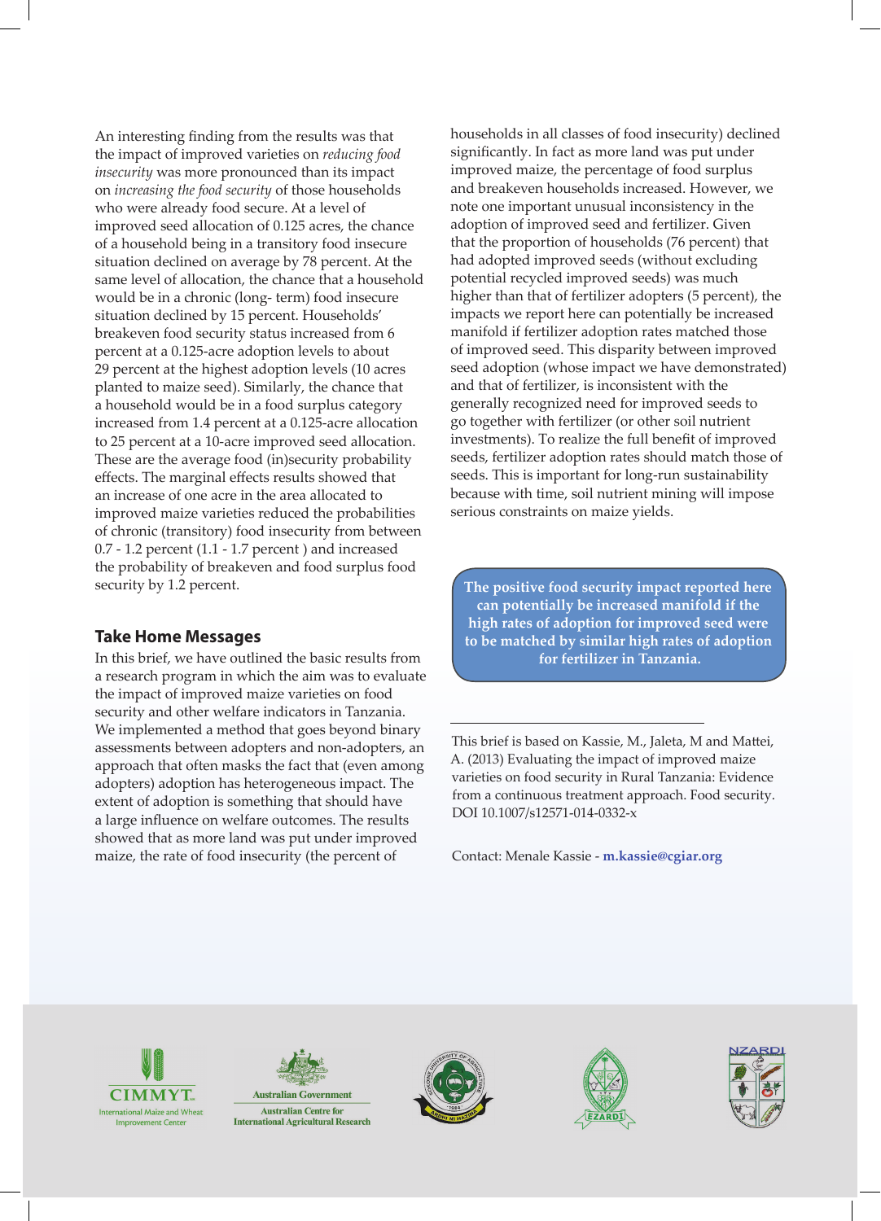An interesting finding from the results was that the impact of improved varieties on *reducing food insecurity* was more pronounced than its impact on *increasing the food security* of those households who were already food secure. At a level of improved seed allocation of 0.125 acres, the chance of a household being in a transitory food insecure situation declined on average by 78 percent. At the same level of allocation, the chance that a household would be in a chronic (long- term) food insecure situation declined by 15 percent. Households' breakeven food security status increased from 6 percent at a 0.125-acre adoption levels to about 29 percent at the highest adoption levels (10 acres planted to maize seed). Similarly, the chance that a household would be in a food surplus category increased from 1.4 percent at a 0.125-acre allocation to 25 percent at a 10-acre improved seed allocation. These are the average food (in)security probability effects. The marginal effects results showed that an increase of one acre in the area allocated to improved maize varieties reduced the probabilities of chronic (transitory) food insecurity from between 0.7 - 1.2 percent (1.1 - 1.7 percent ) and increased the probability of breakeven and food surplus food security by 1.2 percent.

## Take Home Messages

In this brief, we have outlined the basic results from a research program in which the aim was to evaluate the impact of improved maize varieties on food security and other welfare indicators in Tanzania. We implemented a method that goes beyond binary assessments between adopters and non-adopters, an approach that often masks the fact that (even among adopters) adoption has heterogeneous impact. The extent of adoption is something that should have a large influence on welfare outcomes. The results showed that as more land was put under improved maize, the rate of food insecurity (the percent of households in all classes of food insecurity) declined significantly. In fact as more land was put under improved maize, the percentage of food surplus and breakeven households increased. However, we note one important unusual inconsistency in the adoption of improved seed and fertilizer. Given that the proportion of households (76 percent) that had adopted improved seeds (without excluding potential recycled improved seeds) was much higher than that of fertilizer adopters (5 percent), the impacts we report here can potentially be increased manifold if fertilizer adoption rates matched those of improved seed. This disparity between improved seed adoption (whose impact we have demonstrated) and that of fertilizer, is inconsistent with the generally recognized need for improved seeds to go together with fertilizer (or other soil nutrient investments). To realize the full benefit of improved seeds, fertilizer adoption rates should match those of seeds. This is important for long-run sustainability because with time, soil nutrient mining will impose serious constraints on maize yields.

**The positive food security impact reported here can potentially be increased manifold if the high rates of adoption for improved seed were to be matched by similar high rates of adoption for fertilizer in Tanzania.**

---

This brief is based on Kassie, M., Jaleta, M and Mattei, A. (2013) Evaluating the impact of improved maize varieties on food security in Rural Tanzania: Evidence from a continuous treatment approach. Food security. DOI 10.1007/s12571-014-0332-x

Contact: Menale Kassie - **m.kassie@cgiar.org**

CIMMYT International Maize and Wheat Improvement Center

Australian Government Australian Centre for International Agricultural Research

EZARDI

NZARDI